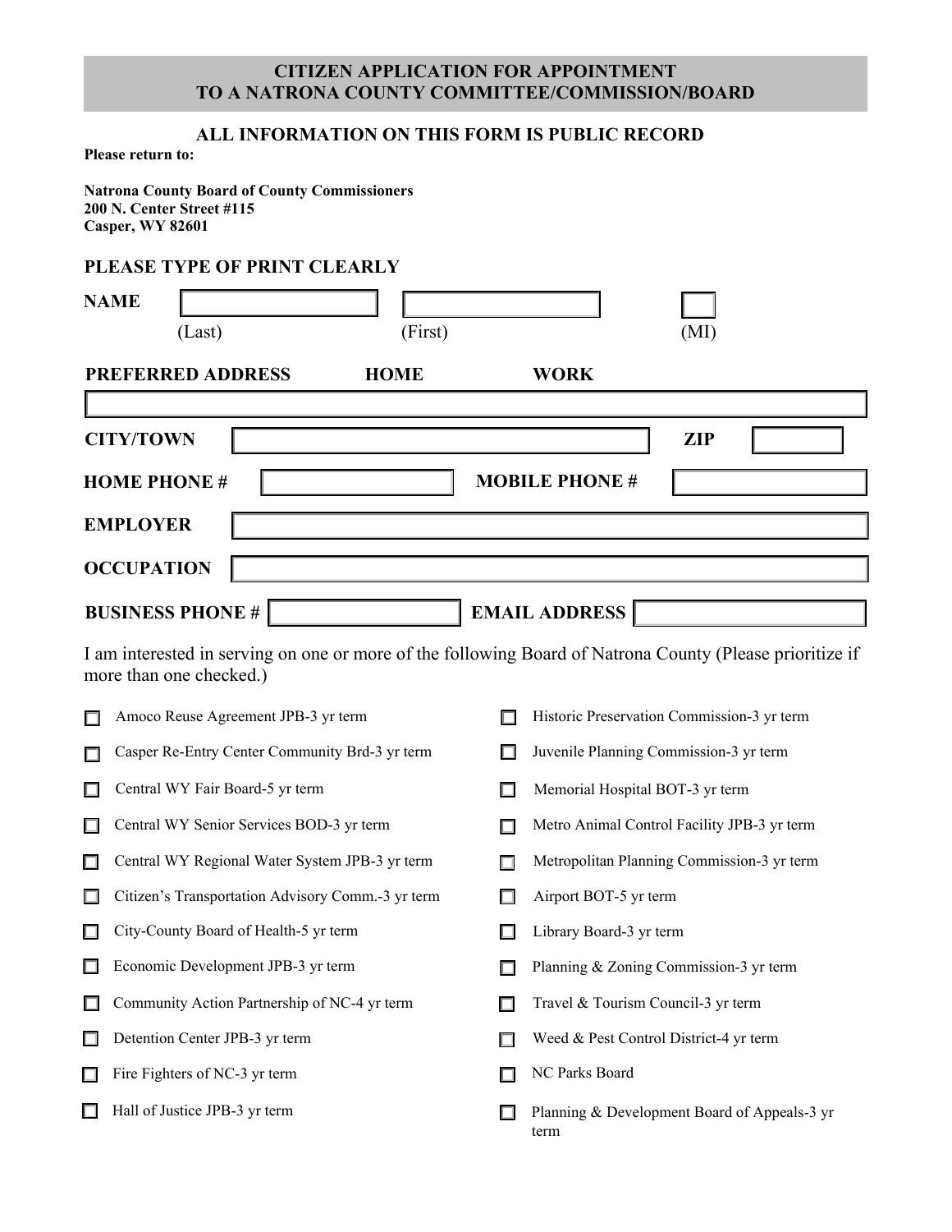# CITIZEN APPLICATION FOR APPOINTMENT TO A NATRONA COUNTY COMMITTEE/COMMISSION/BOARD

## ALL INFORMATION ON THIS FORM IS PUBLIC RECORD

**Please return to:**

**Natrona County Board of County Commissioners**
**200 N. Center Street #115**
**Casper, WY 82601**

**PLEASE TYPE OF PRINT CLEARLY**

**NAME** ______________ (Last) ______________ (First) ____ (MI)

**PREFERRED ADDRESS** **HOME** **WORK**

______________________________________________

**CITY/TOWN** ______________________ **ZIP** ________

**HOME PHONE #** ______________ **MOBILE PHONE #** ______________

**EMPLOYER** ______________________________________________

**OCCUPATION** ______________________________________________

**BUSINESS PHONE #** ______________ **EMAIL ADDRESS** ______________

I am interested in serving on one or more of the following Board of Natrona County (Please prioritize if more than one checked.)

- ☐ Amoco Reuse Agreement JPB-3 yr term
- ☐ Casper Re-Entry Center Community Brd-3 yr term
- ☐ Central WY Fair Board-5 yr term
- ☐ Central WY Senior Services BOD-3 yr term
- ☐ Central WY Regional Water System JPB-3 yr term
- ☐ Citizen's Transportation Advisory Comm.-3 yr term
- ☐ City-County Board of Health-5 yr term
- ☐ Economic Development JPB-3 yr term
- ☐ Community Action Partnership of NC-4 yr term
- ☐ Detention Center JPB-3 yr term
- ☐ Fire Fighters of NC-3 yr term
- ☐ Hall of Justice JPB-3 yr term
- ☐ Historic Preservation Commission-3 yr term
- ☐ Juvenile Planning Commission-3 yr term
- ☐ Memorial Hospital BOT-3 yr term
- ☐ Metro Animal Control Facility JPB-3 yr term
- ☐ Metropolitan Planning Commission-3 yr term
- ☐ Airport BOT-5 yr term
- ☐ Library Board-3 yr term
- ☐ Planning & Zoning Commission-3 yr term
- ☐ Travel & Tourism Council-3 yr term
- ☐ Weed & Pest Control District-4 yr term
- ☐ NC Parks Board
- ☐ Planning & Development Board of Appeals-3 yr term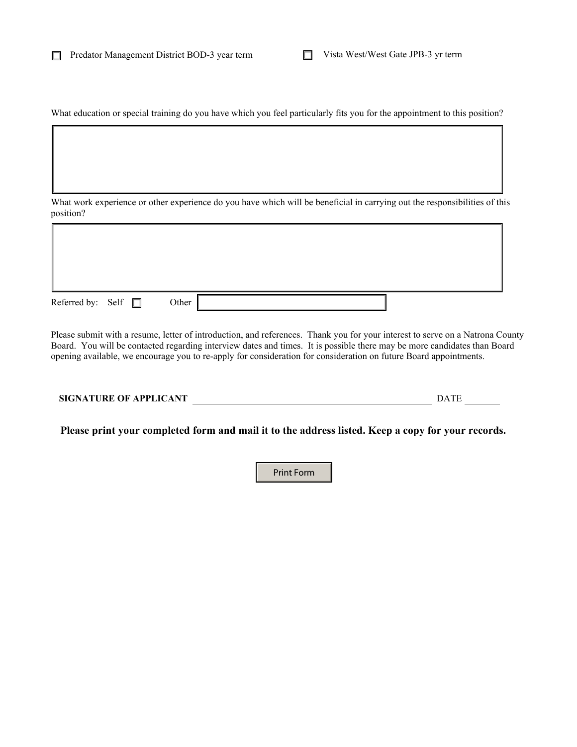☐ Predator Management District BOD-3 year term ☐ Vista West/West Gate JPB-3 yr term

What education or special training do you have which you feel particularly fits you for the appointment to this position?

What work experience or other experience do you have which will be beneficial in carrying out the responsibilities of this position?

Referred by: Self ☐ Other

Please submit with a resume, letter of introduction, and references. Thank you for your interest to serve on a Natrona County Board. You will be contacted regarding interview dates and times. It is possible there may be more candidates than Board opening available, we encourage you to re-apply for consideration for consideration on future Board appointments.

**SIGNATURE OF APPLICANT** ______________________________ DATE ________

**Please print your completed form and mail it to the address listed. Keep a copy for your records.**

Print Form